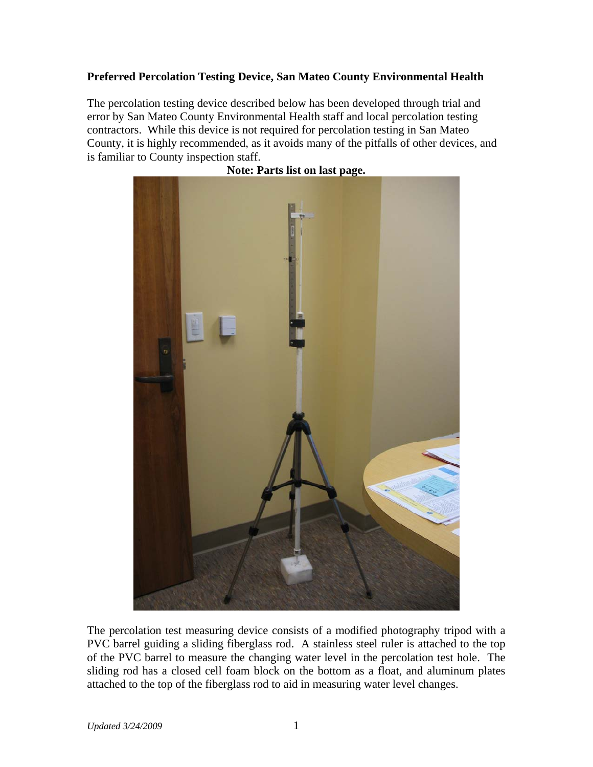**Preferred Percolation Testing Device, San Mateo County Environmental Health**

The percolation testing device described below has been developed through trial and error by San Mateo County Environmental Health staff and local percolation testing contractors. While this device is not required for percolation testing in San Mateo County, it is highly recommended, as it avoids many of the pitfalls of other devices, and is familiar to County inspection staff.

**Note: Parts list on last page.**

The percolation test measuring device consists of a modified photography tripod with a PVC barrel guiding a sliding fiberglass rod. A stainless steel ruler is attached to the top of the PVC barrel to measure the changing water level in the percolation test hole. The sliding rod has a closed cell foam block on the bottom as a float, and aluminum plates attached to the top of the fiberglass rod to aid in measuring water level changes.

*Updated 3/24/2009*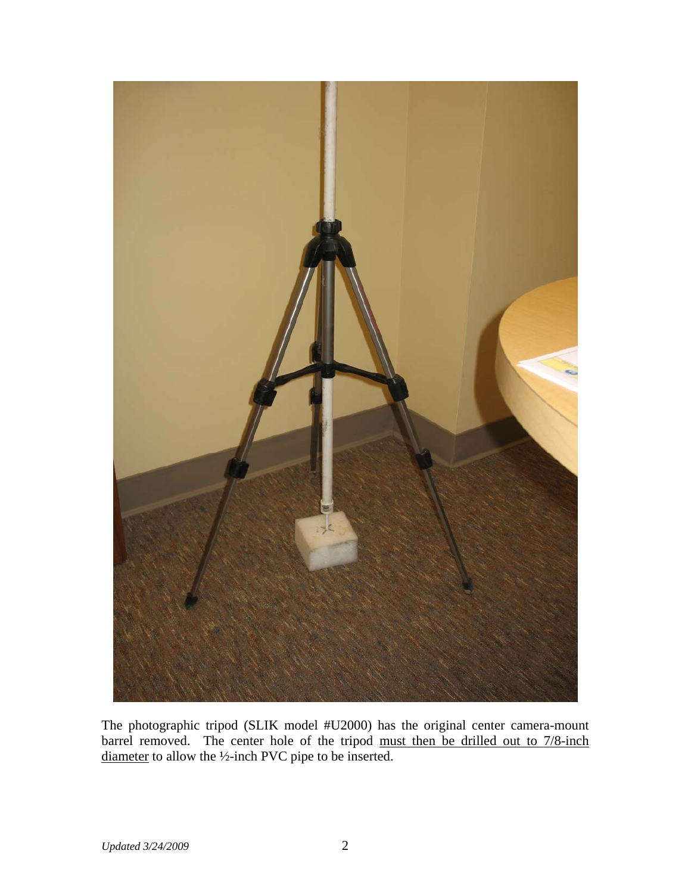The photographic tripod (SLIK model #U2000) has the original center camera-mount barrel removed. The center hole of the tripod must then be drilled out to 7/8-inch diameter to allow the ½-inch PVC pipe to be inserted.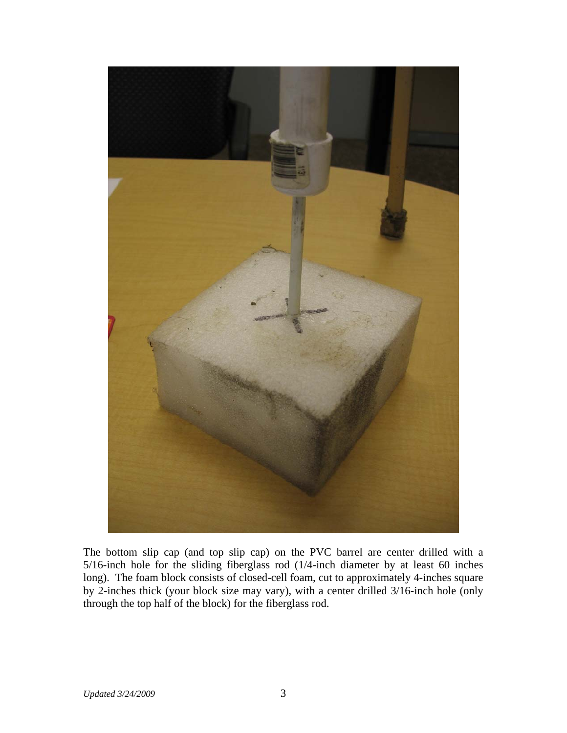The bottom slip cap (and top slip cap) on the PVC barrel are center drilled with a 5/16-inch hole for the sliding fiberglass rod (1/4-inch diameter by at least 60 inches long). The foam block consists of closed-cell foam, cut to approximately 4-inches square by 2-inches thick (your block size may vary), with a center drilled 3/16-inch hole (only through the top half of the block) for the fiberglass rod.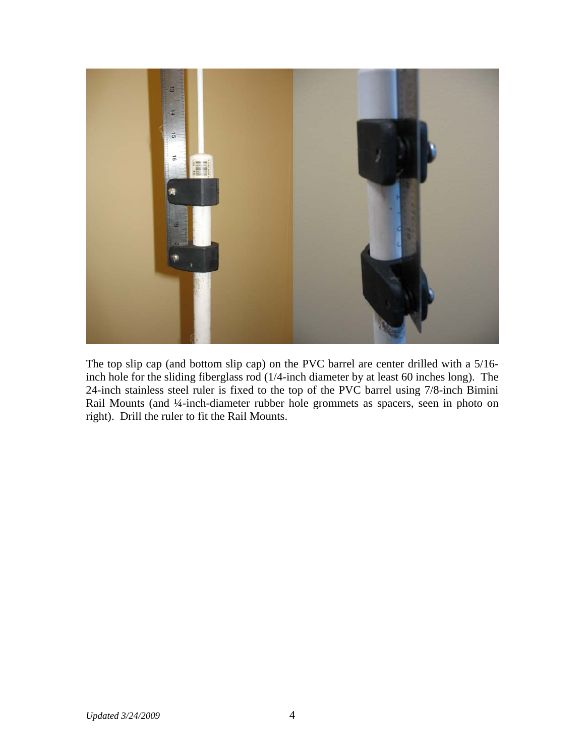The top slip cap (and bottom slip cap) on the PVC barrel are center drilled with a 5/16-inch hole for the sliding fiberglass rod (1/4-inch diameter by at least 60 inches long). The 24-inch stainless steel ruler is fixed to the top of the PVC barrel using 7/8-inch Bimini Rail Mounts (and ¼-inch-diameter rubber hole grommets as spacers, seen in photo on right). Drill the ruler to fit the Rail Mounts.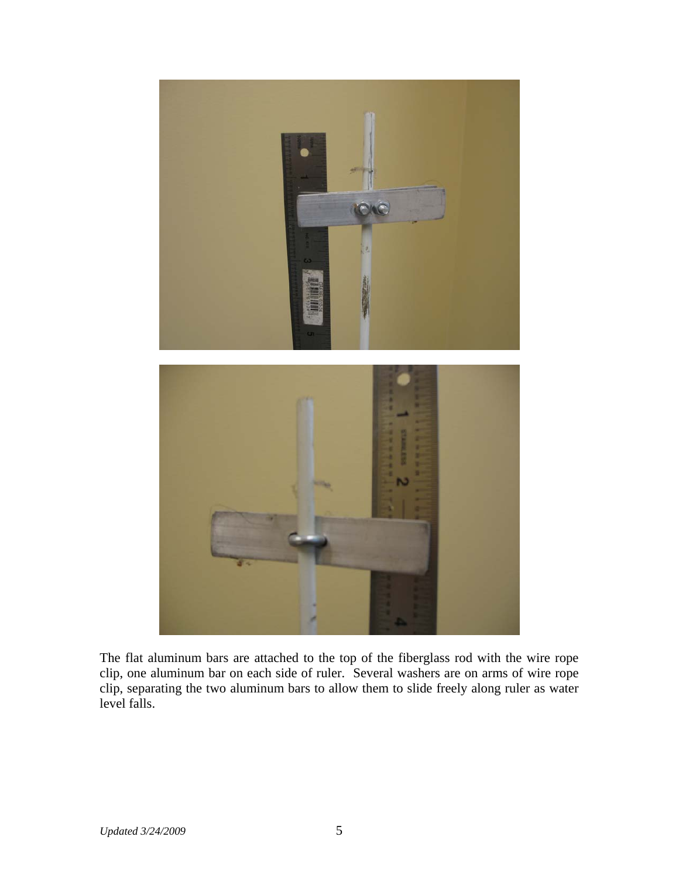The flat aluminum bars are attached to the top of the fiberglass rod with the wire rope clip, one aluminum bar on each side of ruler. Several washers are on arms of wire rope clip, separating the two aluminum bars to allow them to slide freely along ruler as water level falls.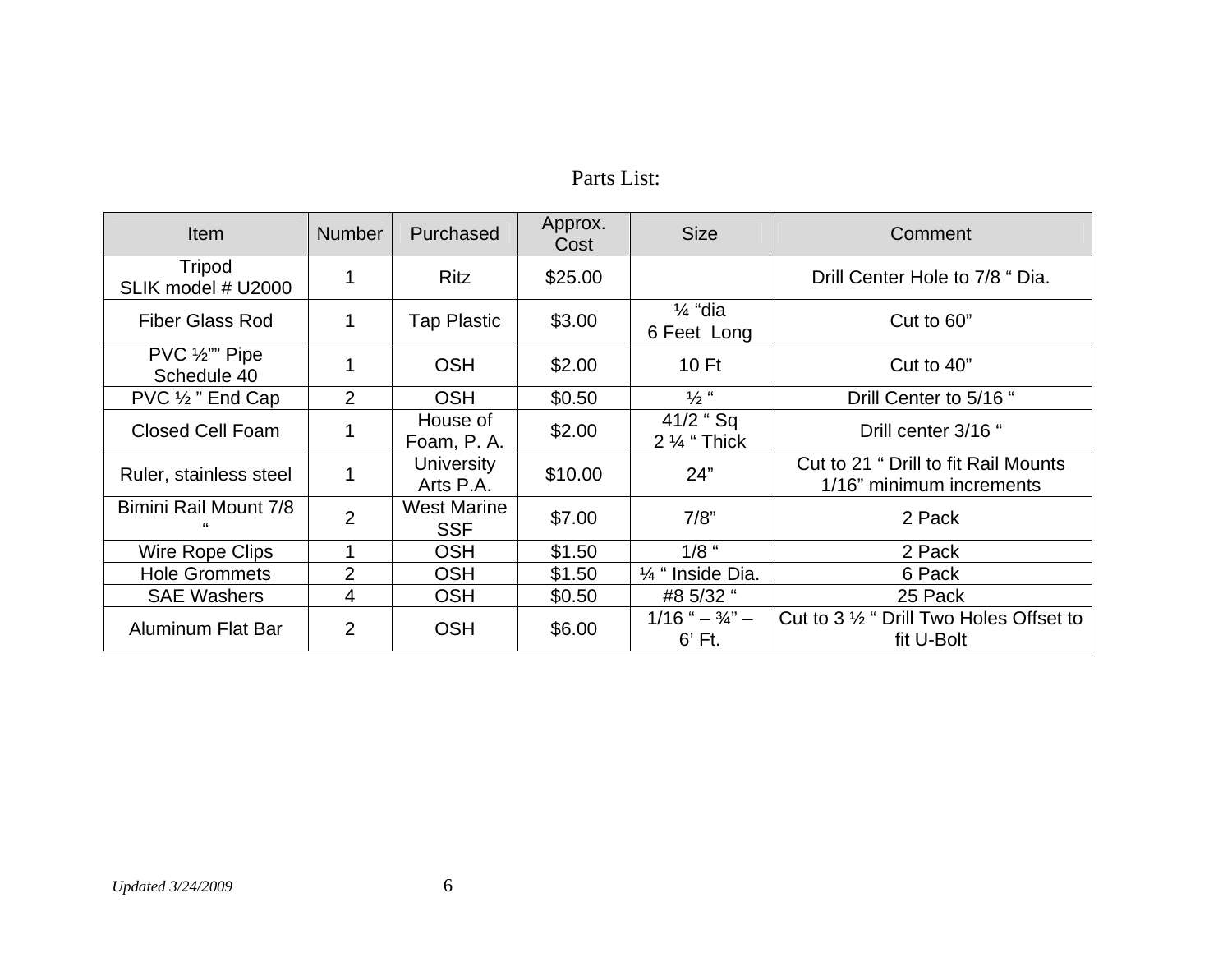Parts List:

| Item | Number | Purchased | Approx. Cost | Size | Comment |
|---|---|---|---|---|---|
| Tripod SLIK model # U2000 | 1 | Ritz | $25.00 | | Drill Center Hole to 7/8 " Dia. |
| Fiber Glass Rod | 1 | Tap Plastic | $3.00 | ¼ "dia 6 Feet Long | Cut to 60" |
| PVC ½"" Pipe Schedule 40 | 1 | OSH | $2.00 | 10 Ft | Cut to 40" |
| PVC ½ " End Cap | 2 | OSH | $0.50 | ½ " | Drill Center to 5/16 " |
| Closed Cell Foam | 1 | House of Foam, P. A. | $2.00 | 41/2 " Sq 2 ¼ " Thick | Drill center 3/16 " |
| Ruler, stainless steel | 1 | University Arts P.A. | $10.00 | 24" | Cut to 21 " Drill to fit Rail Mounts 1/16" minimum increments |
| Bimini Rail Mount 7/8 " | 2 | West Marine SSF | $7.00 | 7/8" | 2 Pack |
| Wire Rope Clips | 1 | OSH | $1.50 | 1/8 " | 2 Pack |
| Hole Grommets | 2 | OSH | $1.50 | ¼ " Inside Dia. | 6 Pack |
| SAE Washers | 4 | OSH | $0.50 | #8 5/32 " | 25 Pack |
| Aluminum Flat Bar | 2 | OSH | $6.00 | 1/16 " – ¾" – 6' Ft. | Cut to 3 ½ " Drill Two Holes Offset to fit U-Bolt |

*Updated 3/24/2009*